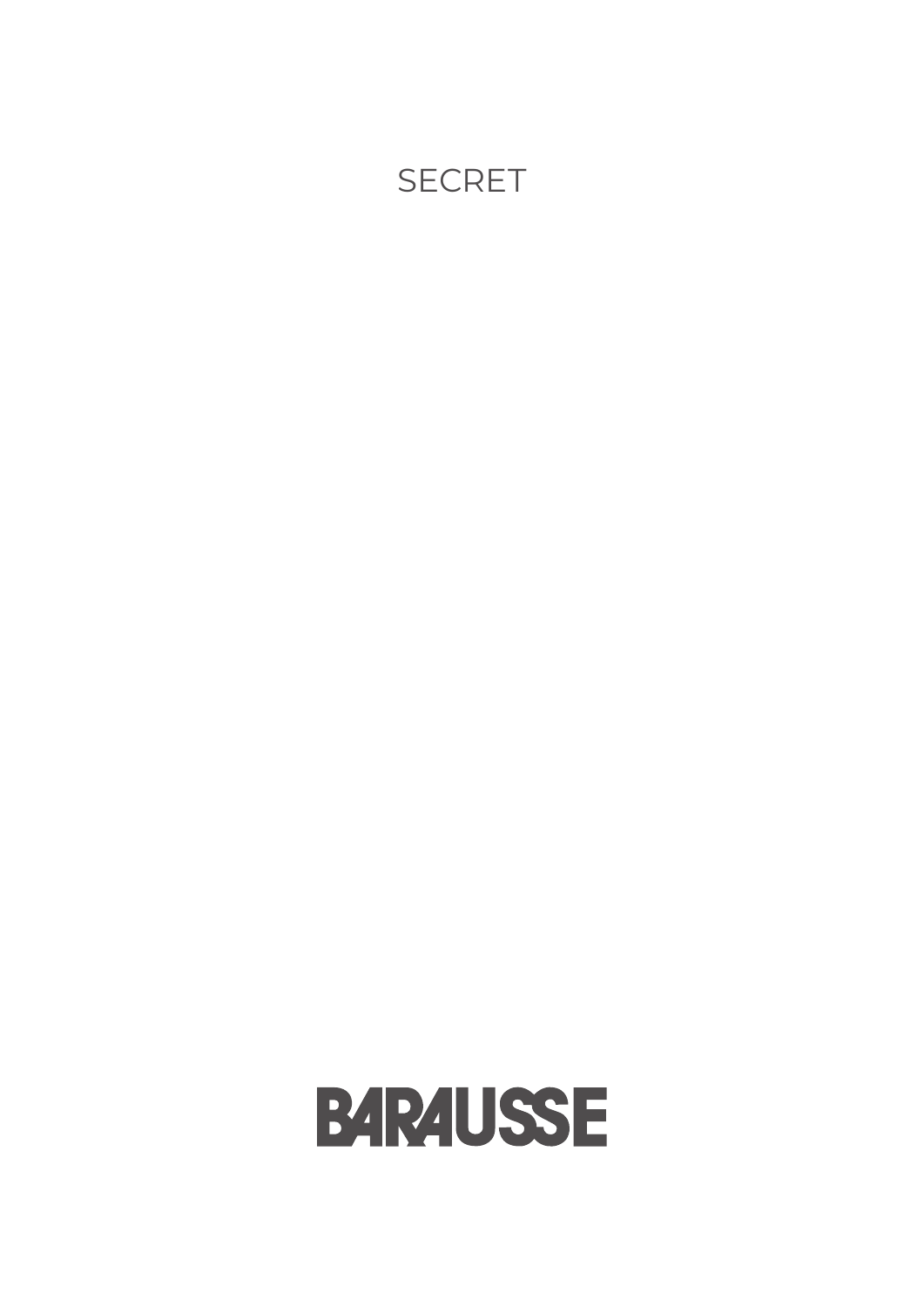SECRET

BARAUSSE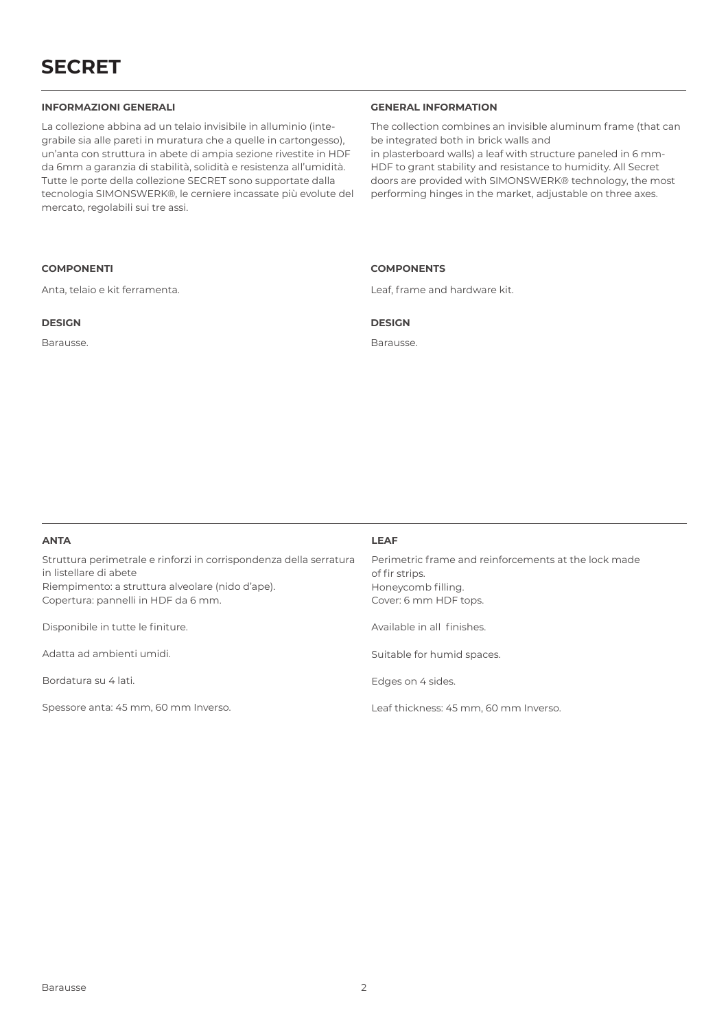# SECRET

## INFORMAZIONI GENERALI

La collezione abbina ad un telaio invisibile in alluminio (integrabile sia alle pareti in muratura che a quelle in cartongesso), un'anta con struttura in abete di ampia sezione rivestite in HDF da 6mm a garanzia di stabilità, solidità e resistenza all'umidità. Tutte le porte della collezione SECRET sono supportate dalla tecnologia SIMONSWERK®, le cerniere incassate più evolute del mercato, regolabili sui tre assi.

## GENERAL INFORMATION

The collection combines an invisible aluminum frame (that can be integrated both in brick walls and in plasterboard walls) a leaf with structure paneled in 6 mm-HDF to grant stability and resistance to humidity. All Secret doors are provided with SIMONSWERK® technology, the most performing hinges in the market, adjustable on three axes.

## COMPONENTI

Anta, telaio e kit ferramenta.

## COMPONENTS

Leaf, frame and hardware kit.

## DESIGN

Barausse.

## DESIGN

Barausse.

## ANTA

Struttura perimetrale e rinforzi in corrispondenza della serratura in listellare di abete
Riempimento: a struttura alveolare (nido d'ape).
Copertura: pannelli in HDF da 6 mm.

Disponibile in tutte le finiture.

Adatta ad ambienti umidi.

Bordatura su 4 lati.

Spessore anta: 45 mm, 60 mm Inverso.

## LEAF

Perimetric frame and reinforcements at the lock made of fir strips.
Honeycomb filling.
Cover: 6 mm HDF tops.

Available in all finishes.

Suitable for humid spaces.

Edges on 4 sides.

Leaf thickness: 45 mm, 60 mm Inverso.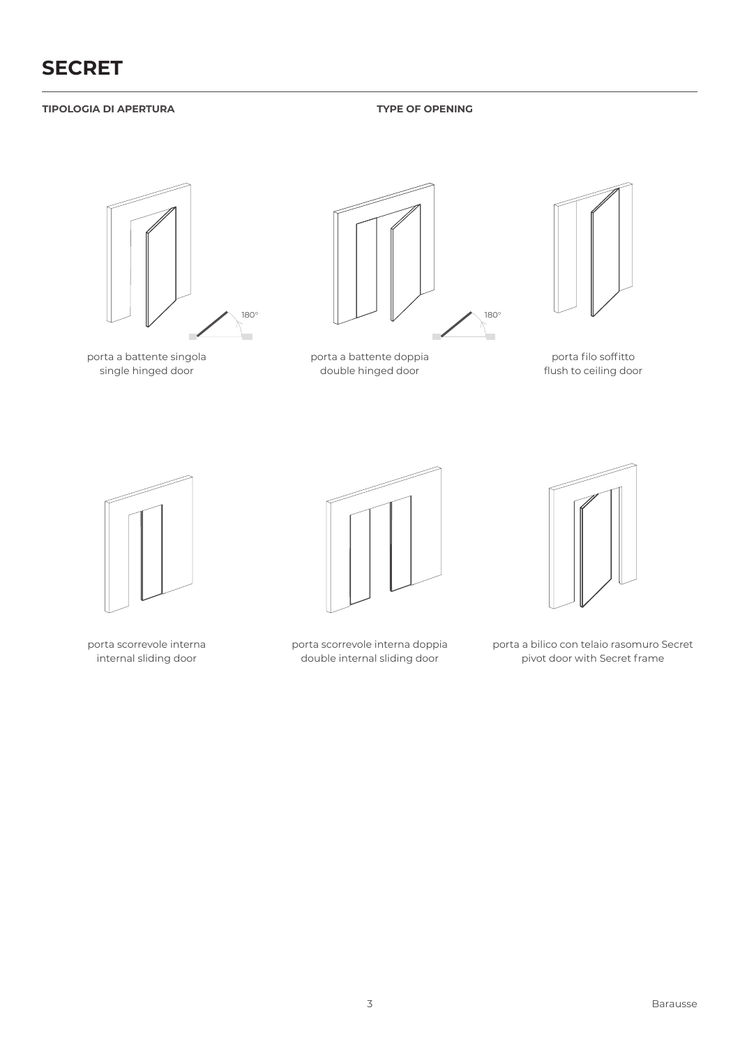# SECRET

**TIPOLOGIA DI APERTURA** **TYPE OF OPENING**

180°

porta a battente singola
single hinged door

180°

porta a battente doppia
double hinged door

porta filo soffitto
flush to ceiling door

porta scorrevole interna
internal sliding door

porta scorrevole interna doppia
double internal sliding door

porta a bilico con telaio rasomuro Secret
pivot door with Secret frame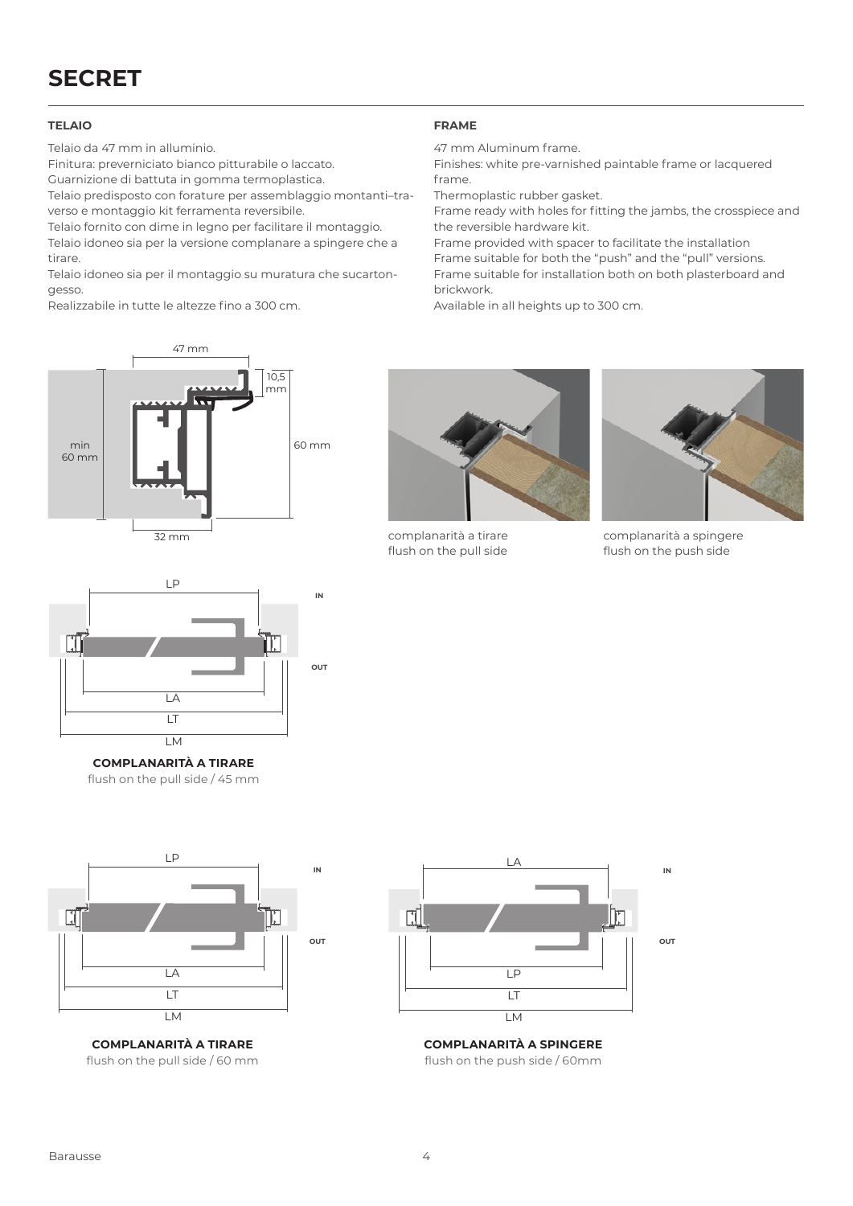# SECRET

### TELAIO

Telaio da 47 mm in alluminio.
Finitura: preverniciato bianco pitturabile o laccato.
Guarnizione di battuta in gomma termoplastica.
Telaio predisposto con forature per assemblaggio montanti–traverso e montaggio kit ferramenta reversibile.
Telaio fornito con dime in legno per facilitare il montaggio.
Telaio idoneo sia per la versione complanare a spingere che a tirare.
Telaio idoneo sia per il montaggio su muratura che sucartongesso.
Realizzabile in tutte le altezze fino a 300 cm.

### FRAME

47 mm Aluminum frame.
Finishes: white pre-varnished paintable frame or lacquered frame.
Thermoplastic rubber gasket.
Frame ready with holes for fitting the jambs, the crosspiece and the reversible hardware kit.
Frame provided with spacer to facilitate the installation
Frame suitable for both the "push" and the "pull" versions.
Frame suitable for installation both on both plasterboard and brickwork.
Available in all heights up to 300 cm.

47 mm
10,5 mm
min 60 mm
60 mm
32 mm

complanarità a tirare
flush on the pull side

complanarità a spingere
flush on the push side

LP, LA, LT, LM, IN, OUT

**COMPLANARITÀ A TIRARE**
flush on the pull side / 45 mm

LP, LA, LT, LM, IN, OUT

**COMPLANARITÀ A TIRARE**
flush on the pull side / 60 mm

LA, LP, LT, LM, IN, OUT

**COMPLANARITÀ A SPINGERE**
flush on the push side / 60mm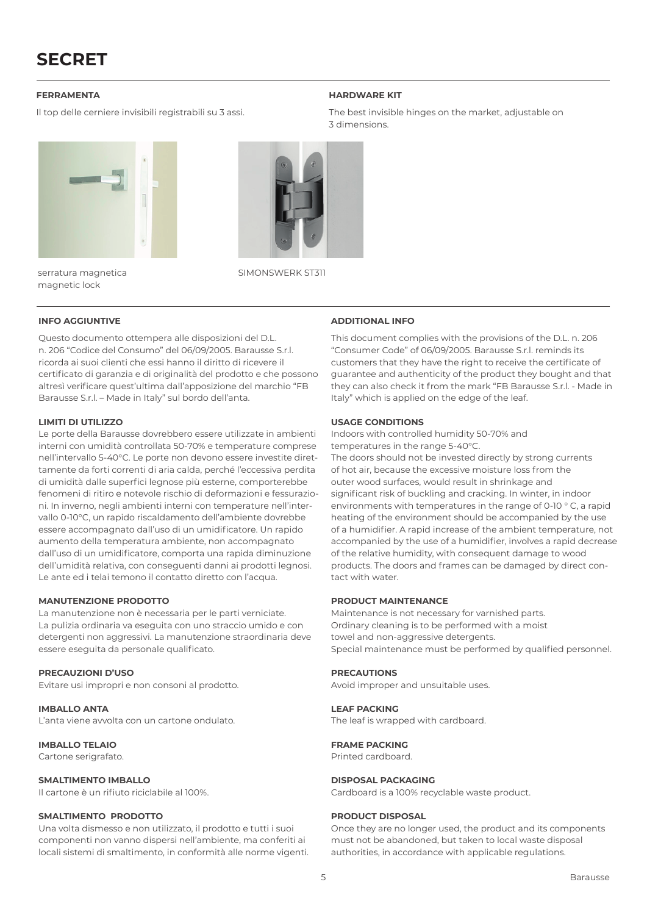# SECRET

### FERRAMENTA

Il top delle cerniere invisibili registrabili su 3 assi.

### HARDWARE KIT

The best invisible hinges on the market, adjustable on 3 dimensions.

serratura magnetica
magnetic lock

SIMONSWERK ST311

### INFO AGGIUNTIVE

Questo documento ottempera alle disposizioni del D.L. n. 206 "Codice del Consumo" del 06/09/2005. Barausse S.r.l. ricorda ai suoi clienti che essi hanno il diritto di ricevere il certificato di garanzia e di originalità del prodotto e che possono altresì verificare quest'ultima dall'apposizione del marchio "FB Barausse S.r.l. – Made in Italy" sul bordo dell'anta.

### LIMITI DI UTILIZZO

Le porte della Barausse dovrebbero essere utilizzate in ambienti interni con umidità controllata 50-70% e temperature comprese nell'intervallo 5-40°C. Le porte non devono essere investite direttamente da forti correnti di aria calda, perché l'eccessiva perdita di umidità dalle superfici legnose più esterne, comporterebbe fenomeni di ritiro e notevole rischio di deformazioni e fessurazioni. In inverno, negli ambienti interni con temperature nell'intervallo 0-10°C, un rapido riscaldamento dell'ambiente dovrebbe essere accompagnato dall'uso di un umidificatore. Un rapido aumento della temperatura ambiente, non accompagnato dall'uso di un umidificatore, comporta una rapida diminuzione dell'umidità relativa, con conseguenti danni ai prodotti legnosi. Le ante ed i telai temono il contatto diretto con l'acqua.

### MANUTENZIONE PRODOTTO

La manutenzione non è necessaria per le parti verniciate. La pulizia ordinaria va eseguita con uno straccio umido e con detergenti non aggressivi. La manutenzione straordinaria deve essere eseguita da personale qualificato.

### PRECAUZIONI D'USO

Evitare usi impropri e non consoni al prodotto.

### IMBALLO ANTA

L'anta viene avvolta con un cartone ondulato.

### IMBALLO TELAIO

Cartone serigrafato.

### SMALTIMENTO IMBALLO

Il cartone è un rifiuto riciclabile al 100%.

### SMALTIMENTO PRODOTTO

Una volta dismesso e non utilizzato, il prodotto e tutti i suoi componenti non vanno dispersi nell'ambiente, ma conferiti ai locali sistemi di smaltimento, in conformità alle norme vigenti.

### ADDITIONAL INFO

This document complies with the provisions of the D.L. n. 206 "Consumer Code" of 06/09/2005. Barausse S.r.l. reminds its customers that they have the right to receive the certificate of guarantee and authenticity of the product they bought and that they can also check it from the mark "FB Barausse S.r.l. - Made in Italy" which is applied on the edge of the leaf.

### USAGE CONDITIONS

Indoors with controlled humidity 50-70% and temperatures in the range 5-40°C.
The doors should not be invested directly by strong currents of hot air, because the excessive moisture loss from the outer wood surfaces, would result in shrinkage and significant risk of buckling and cracking. In winter, in indoor environments with temperatures in the range of 0-10 ° C, a rapid heating of the environment should be accompanied by the use of a humidifier. A rapid increase of the ambient temperature, not accompanied by the use of a humidifier, involves a rapid decrease of the relative humidity, with consequent damage to wood products. The doors and frames can be damaged by direct contact with water.

### PRODUCT MAINTENANCE

Maintenance is not necessary for varnished parts.
Ordinary cleaning is to be performed with a moist towel and non-aggressive detergents.
Special maintenance must be performed by qualified personnel.

### PRECAUTIONS

Avoid improper and unsuitable uses.

### LEAF PACKING

The leaf is wrapped with cardboard.

### FRAME PACKING

Printed cardboard.

### DISPOSAL PACKAGING

Cardboard is a 100% recyclable waste product.

### PRODUCT DISPOSAL

Once they are no longer used, the product and its components must not be abandoned, but taken to local waste disposal authorities, in accordance with applicable regulations.